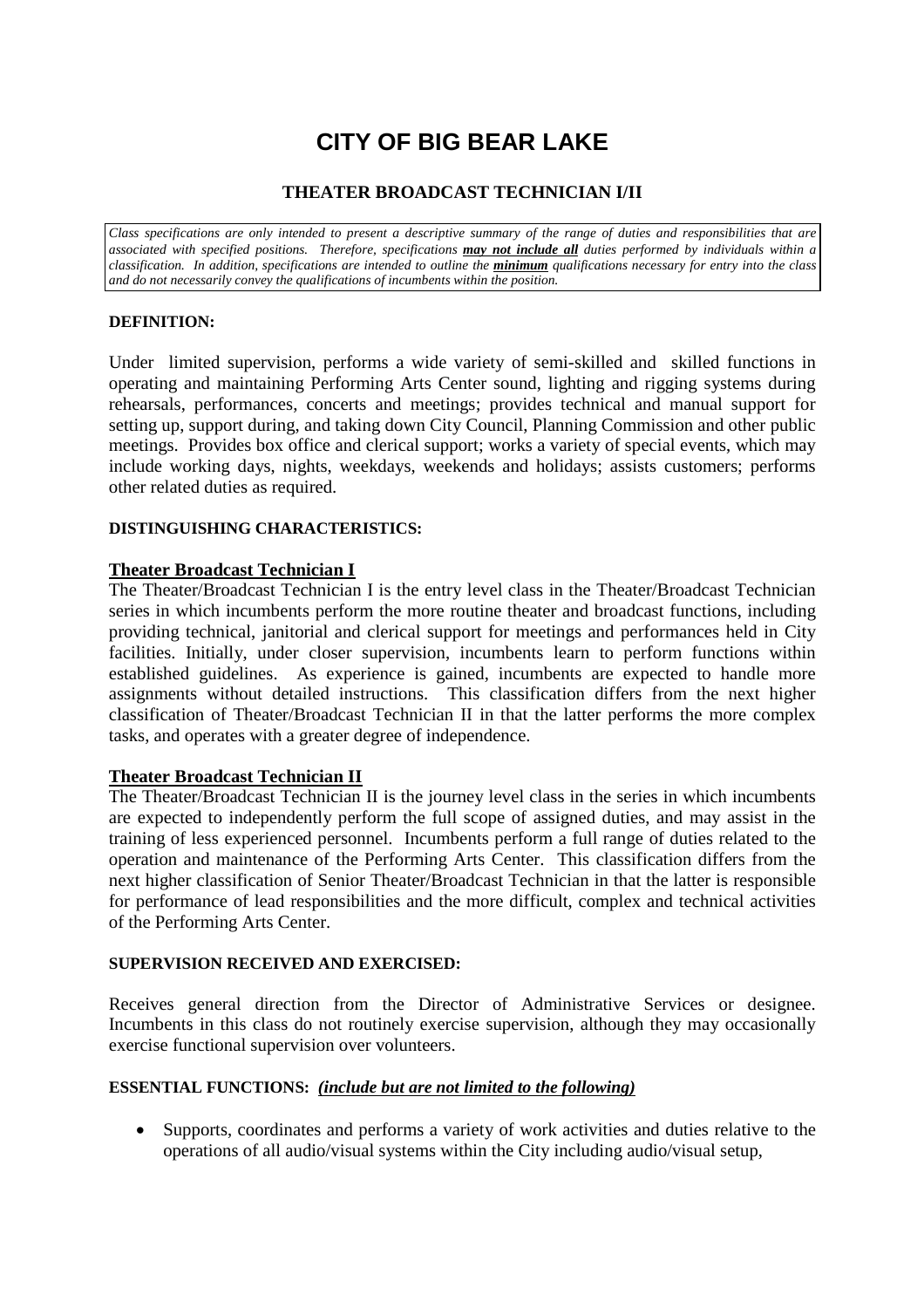# CITY OF BIG BEAR LAKE

## THEATER BROADCAST TECHNICIAN I/II

*Class specifications are only intended to present a descriptive summary of the range of duties and responsibilities that are associated with specified positions. Therefore, specifications **may not include all** duties performed by individuals within a classification. In addition, specifications are intended to outline the **minimum** qualifications necessary for entry into the class and do not necessarily convey the qualifications of incumbents within the position.*

### DEFINITION:

Under limited supervision, performs a wide variety of semi-skilled and skilled functions in operating and maintaining Performing Arts Center sound, lighting and rigging systems during rehearsals, performances, concerts and meetings; provides technical and manual support for setting up, support during, and taking down City Council, Planning Commission and other public meetings. Provides box office and clerical support; works a variety of special events, which may include working days, nights, weekdays, weekends and holidays; assists customers; performs other related duties as required.

### DISTINGUISHING CHARACTERISTICS:

**Theater Broadcast Technician I**

The Theater/Broadcast Technician I is the entry level class in the Theater/Broadcast Technician series in which incumbents perform the more routine theater and broadcast functions, including providing technical, janitorial and clerical support for meetings and performances held in City facilities. Initially, under closer supervision, incumbents learn to perform functions within established guidelines. As experience is gained, incumbents are expected to handle more assignments without detailed instructions. This classification differs from the next higher classification of Theater/Broadcast Technician II in that the latter performs the more complex tasks, and operates with a greater degree of independence.

**Theater Broadcast Technician II**

The Theater/Broadcast Technician II is the journey level class in the series in which incumbents are expected to independently perform the full scope of assigned duties, and may assist in the training of less experienced personnel. Incumbents perform a full range of duties related to the operation and maintenance of the Performing Arts Center. This classification differs from the next higher classification of Senior Theater/Broadcast Technician in that the latter is responsible for performance of lead responsibilities and the more difficult, complex and technical activities of the Performing Arts Center.

### SUPERVISION RECEIVED AND EXERCISED:

Receives general direction from the Director of Administrative Services or designee. Incumbents in this class do not routinely exercise supervision, although they may occasionally exercise functional supervision over volunteers.

### ESSENTIAL FUNCTIONS: ***(include but are not limited to the following)***

- Supports, coordinates and performs a variety of work activities and duties relative to the operations of all audio/visual systems within the City including audio/visual setup,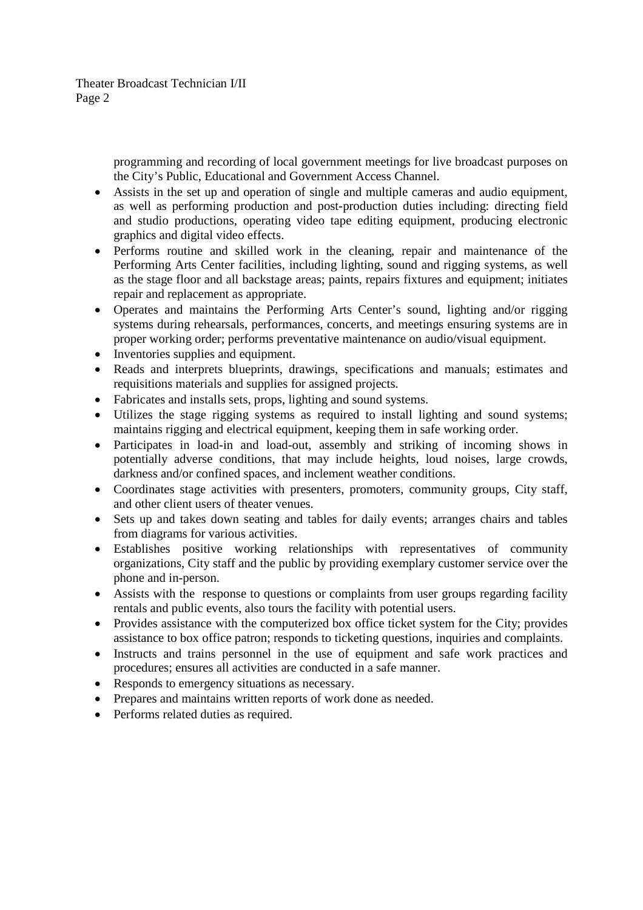programming and recording of local government meetings for live broadcast purposes on the City's Public, Educational and Government Access Channel.

- Assists in the set up and operation of single and multiple cameras and audio equipment, as well as performing production and post-production duties including: directing field and studio productions, operating video tape editing equipment, producing electronic graphics and digital video effects.
- Performs routine and skilled work in the cleaning, repair and maintenance of the Performing Arts Center facilities, including lighting, sound and rigging systems, as well as the stage floor and all backstage areas; paints, repairs fixtures and equipment; initiates repair and replacement as appropriate.
- Operates and maintains the Performing Arts Center's sound, lighting and/or rigging systems during rehearsals, performances, concerts, and meetings ensuring systems are in proper working order; performs preventative maintenance on audio/visual equipment.
- Inventories supplies and equipment.
- Reads and interprets blueprints, drawings, specifications and manuals; estimates and requisitions materials and supplies for assigned projects.
- Fabricates and installs sets, props, lighting and sound systems.
- Utilizes the stage rigging systems as required to install lighting and sound systems; maintains rigging and electrical equipment, keeping them in safe working order.
- Participates in load-in and load-out, assembly and striking of incoming shows in potentially adverse conditions, that may include heights, loud noises, large crowds, darkness and/or confined spaces, and inclement weather conditions.
- Coordinates stage activities with presenters, promoters, community groups, City staff, and other client users of theater venues.
- Sets up and takes down seating and tables for daily events; arranges chairs and tables from diagrams for various activities.
- Establishes positive working relationships with representatives of community organizations, City staff and the public by providing exemplary customer service over the phone and in-person.
- Assists with the response to questions or complaints from user groups regarding facility rentals and public events, also tours the facility with potential users.
- Provides assistance with the computerized box office ticket system for the City; provides assistance to box office patron; responds to ticketing questions, inquiries and complaints.
- Instructs and trains personnel in the use of equipment and safe work practices and procedures; ensures all activities are conducted in a safe manner.
- Responds to emergency situations as necessary.
- Prepares and maintains written reports of work done as needed.
- Performs related duties as required.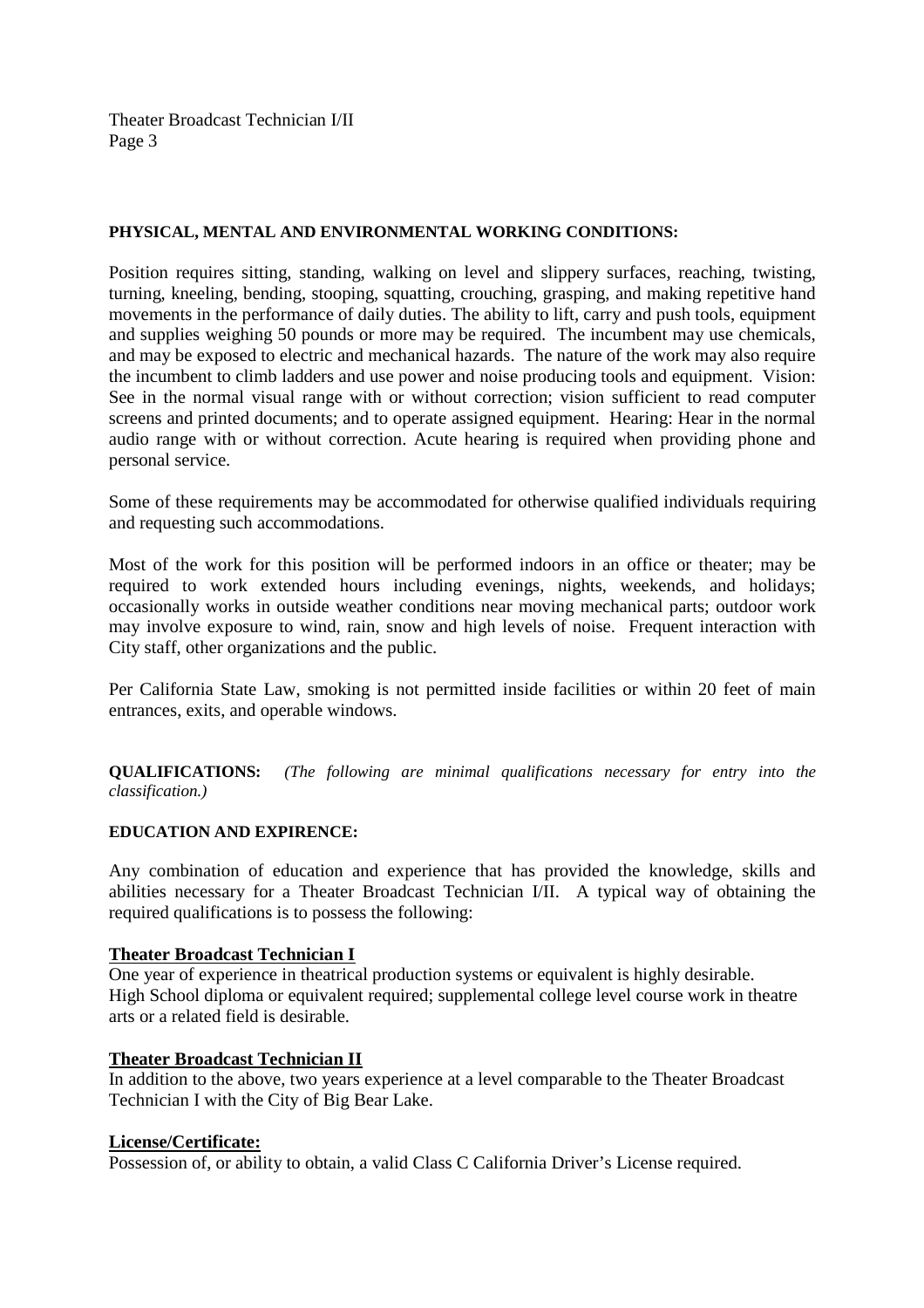**PHYSICAL, MENTAL AND ENVIRONMENTAL WORKING CONDITIONS:**

Position requires sitting, standing, walking on level and slippery surfaces, reaching, twisting, turning, kneeling, bending, stooping, squatting, crouching, grasping, and making repetitive hand movements in the performance of daily duties. The ability to lift, carry and push tools, equipment and supplies weighing 50 pounds or more may be required. The incumbent may use chemicals, and may be exposed to electric and mechanical hazards. The nature of the work may also require the incumbent to climb ladders and use power and noise producing tools and equipment. Vision: See in the normal visual range with or without correction; vision sufficient to read computer screens and printed documents; and to operate assigned equipment. Hearing: Hear in the normal audio range with or without correction. Acute hearing is required when providing phone and personal service.

Some of these requirements may be accommodated for otherwise qualified individuals requiring and requesting such accommodations.

Most of the work for this position will be performed indoors in an office or theater; may be required to work extended hours including evenings, nights, weekends, and holidays; occasionally works in outside weather conditions near moving mechanical parts; outdoor work may involve exposure to wind, rain, snow and high levels of noise. Frequent interaction with City staff, other organizations and the public.

Per California State Law, smoking is not permitted inside facilities or within 20 feet of main entrances, exits, and operable windows.

**QUALIFICATIONS:** *(The following are minimal qualifications necessary for entry into the classification.)*

**EDUCATION AND EXPIRENCE:**

Any combination of education and experience that has provided the knowledge, skills and abilities necessary for a Theater Broadcast Technician I/II. A typical way of obtaining the required qualifications is to possess the following:

**Theater Broadcast Technician I**

One year of experience in theatrical production systems or equivalent is highly desirable.
High School diploma or equivalent required; supplemental college level course work in theatre arts or a related field is desirable.

**Theater Broadcast Technician II**

In addition to the above, two years experience at a level comparable to the Theater Broadcast Technician I with the City of Big Bear Lake.

**License/Certificate:**

Possession of, or ability to obtain, a valid Class C California Driver's License required.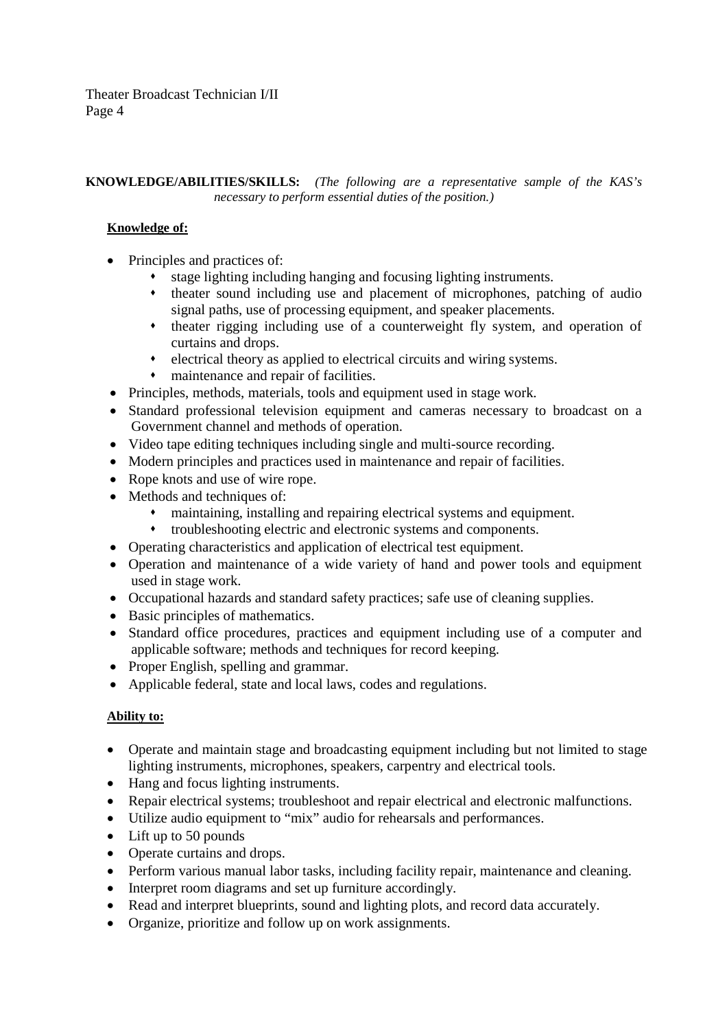**KNOWLEDGE/ABILITIES/SKILLS:** *(The following are a representative sample of the KAS's necessary to perform essential duties of the position.)*

**Knowledge of:**

- Principles and practices of:
  - stage lighting including hanging and focusing lighting instruments.
  - theater sound including use and placement of microphones, patching of audio signal paths, use of processing equipment, and speaker placements.
  - theater rigging including use of a counterweight fly system, and operation of curtains and drops.
  - electrical theory as applied to electrical circuits and wiring systems.
  - maintenance and repair of facilities.
- Principles, methods, materials, tools and equipment used in stage work.
- Standard professional television equipment and cameras necessary to broadcast on a Government channel and methods of operation.
- Video tape editing techniques including single and multi-source recording.
- Modern principles and practices used in maintenance and repair of facilities.
- Rope knots and use of wire rope.
- Methods and techniques of:
  - maintaining, installing and repairing electrical systems and equipment.
  - troubleshooting electric and electronic systems and components.
- Operating characteristics and application of electrical test equipment.
- Operation and maintenance of a wide variety of hand and power tools and equipment used in stage work.
- Occupational hazards and standard safety practices; safe use of cleaning supplies.
- Basic principles of mathematics.
- Standard office procedures, practices and equipment including use of a computer and applicable software; methods and techniques for record keeping.
- Proper English, spelling and grammar.
- Applicable federal, state and local laws, codes and regulations.

**Ability to:**

- Operate and maintain stage and broadcasting equipment including but not limited to stage lighting instruments, microphones, speakers, carpentry and electrical tools.
- Hang and focus lighting instruments.
- Repair electrical systems; troubleshoot and repair electrical and electronic malfunctions.
- Utilize audio equipment to "mix" audio for rehearsals and performances.
- Lift up to 50 pounds
- Operate curtains and drops.
- Perform various manual labor tasks, including facility repair, maintenance and cleaning.
- Interpret room diagrams and set up furniture accordingly.
- Read and interpret blueprints, sound and lighting plots, and record data accurately.
- Organize, prioritize and follow up on work assignments.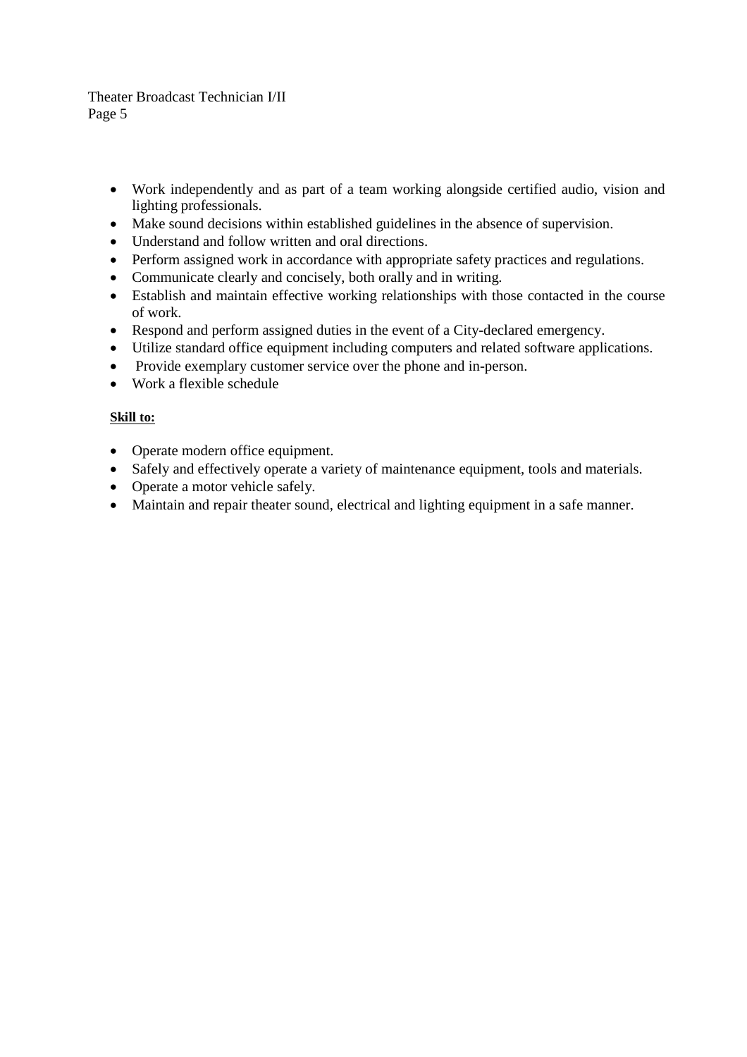- Work independently and as part of a team working alongside certified audio, vision and lighting professionals.
- Make sound decisions within established guidelines in the absence of supervision.
- Understand and follow written and oral directions.
- Perform assigned work in accordance with appropriate safety practices and regulations.
- Communicate clearly and concisely, both orally and in writing.
- Establish and maintain effective working relationships with those contacted in the course of work.
- Respond and perform assigned duties in the event of a City-declared emergency.
- Utilize standard office equipment including computers and related software applications.
- Provide exemplary customer service over the phone and in-person.
- Work a flexible schedule

**Skill to:**

- Operate modern office equipment.
- Safely and effectively operate a variety of maintenance equipment, tools and materials.
- Operate a motor vehicle safely.
- Maintain and repair theater sound, electrical and lighting equipment in a safe manner.